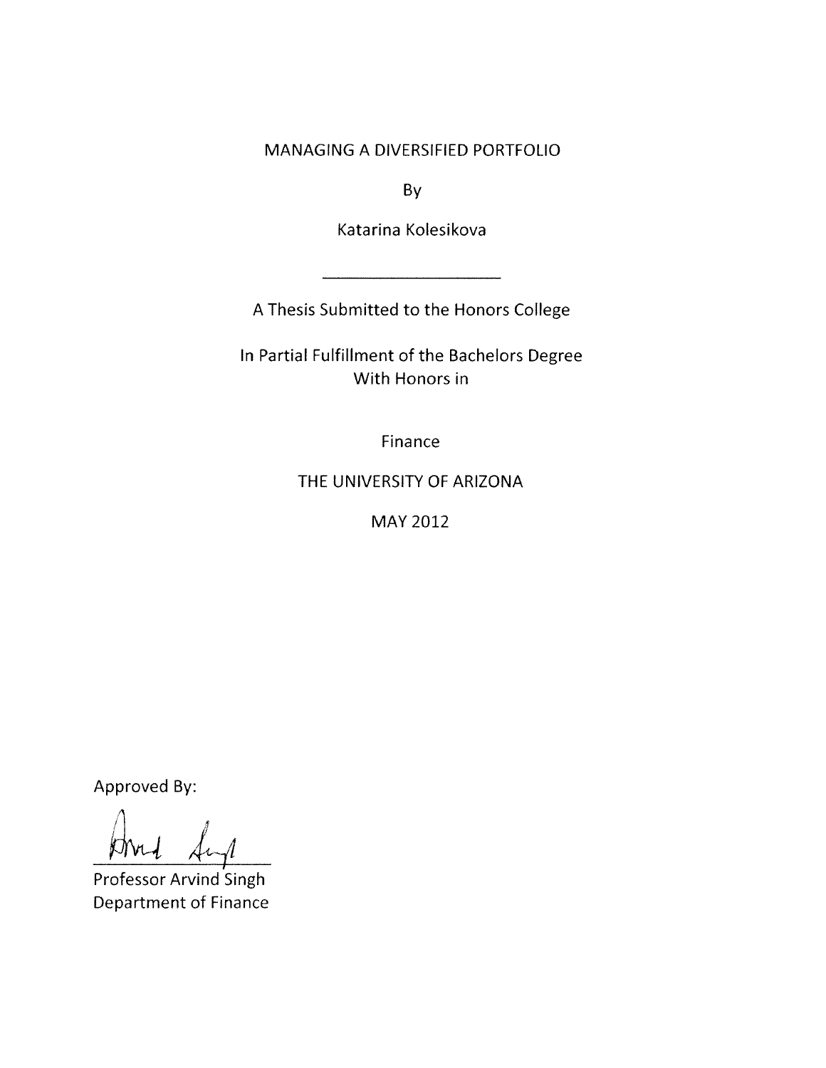# MANAGING A DIVERSIFIED PORTFOLIO

By

Katarina Kolesikova

---

A Thesis Submitted to the Honors College

In Partial Fulfillment of the Bachelors Degree
With Honors in

Finance

THE UNIVERSITY OF ARIZONA

MAY 2012

Approved By:

Professor Arvind Singh
Department of Finance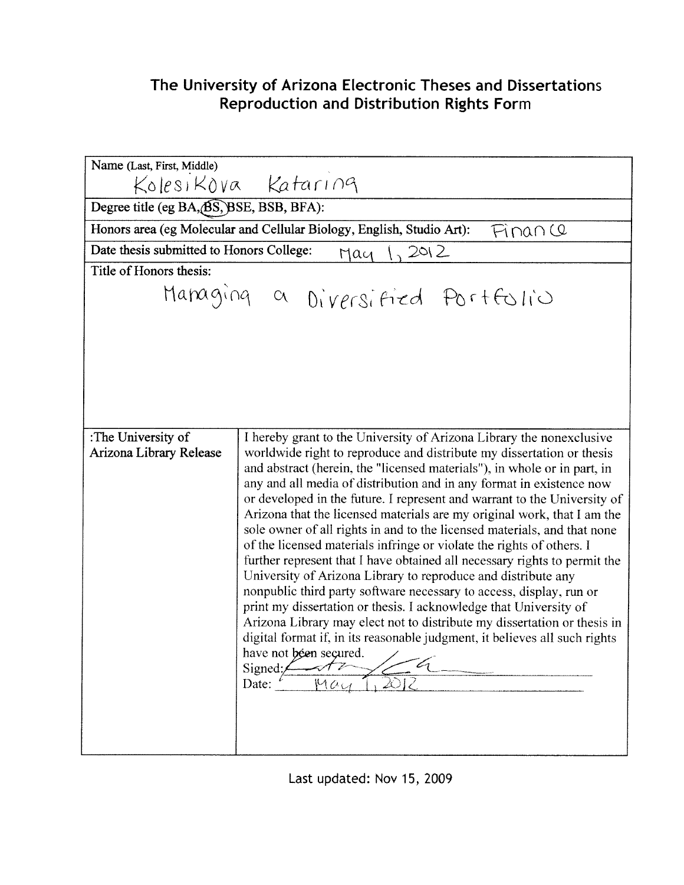# The University of Arizona Electronic Theses and Dissertations Reproduction and Distribution Rights Form

| Name (Last, First, Middle) Kolesikova Katarina | |
|---|---|
| Degree title (eg BA, (BS), BSE, BSB, BFA): | |
| Honors area (eg Molecular and Cellular Biology, English, Studio Art): Finance | |
| Date thesis submitted to Honors College: May 1, 2012 | |
| Title of Honors thesis: Managing a Diversified Portfolio | |
| :The University of Arizona Library Release | I hereby grant to the University of Arizona Library the nonexclusive worldwide right to reproduce and distribute my dissertation or thesis and abstract (herein, the "licensed materials"), in whole or in part, in any and all media of distribution and in any format in existence now or developed in the future. I represent and warrant to the University of Arizona that the licensed materials are my original work, that I am the sole owner of all rights in and to the licensed materials, and that none of the licensed materials infringe or violate the rights of others. I further represent that I have obtained all necessary rights to permit the University of Arizona Library to reproduce and distribute any nonpublic third party software necessary to access, display, run or print my dissertation or thesis. I acknowledge that University of Arizona Library may elect not to distribute my dissertation or thesis in digital format if, in its reasonable judgment, it believes all such rights have not been secured. Signed: [signature] Date: May 1, 2012 |

Last updated: Nov 15, 2009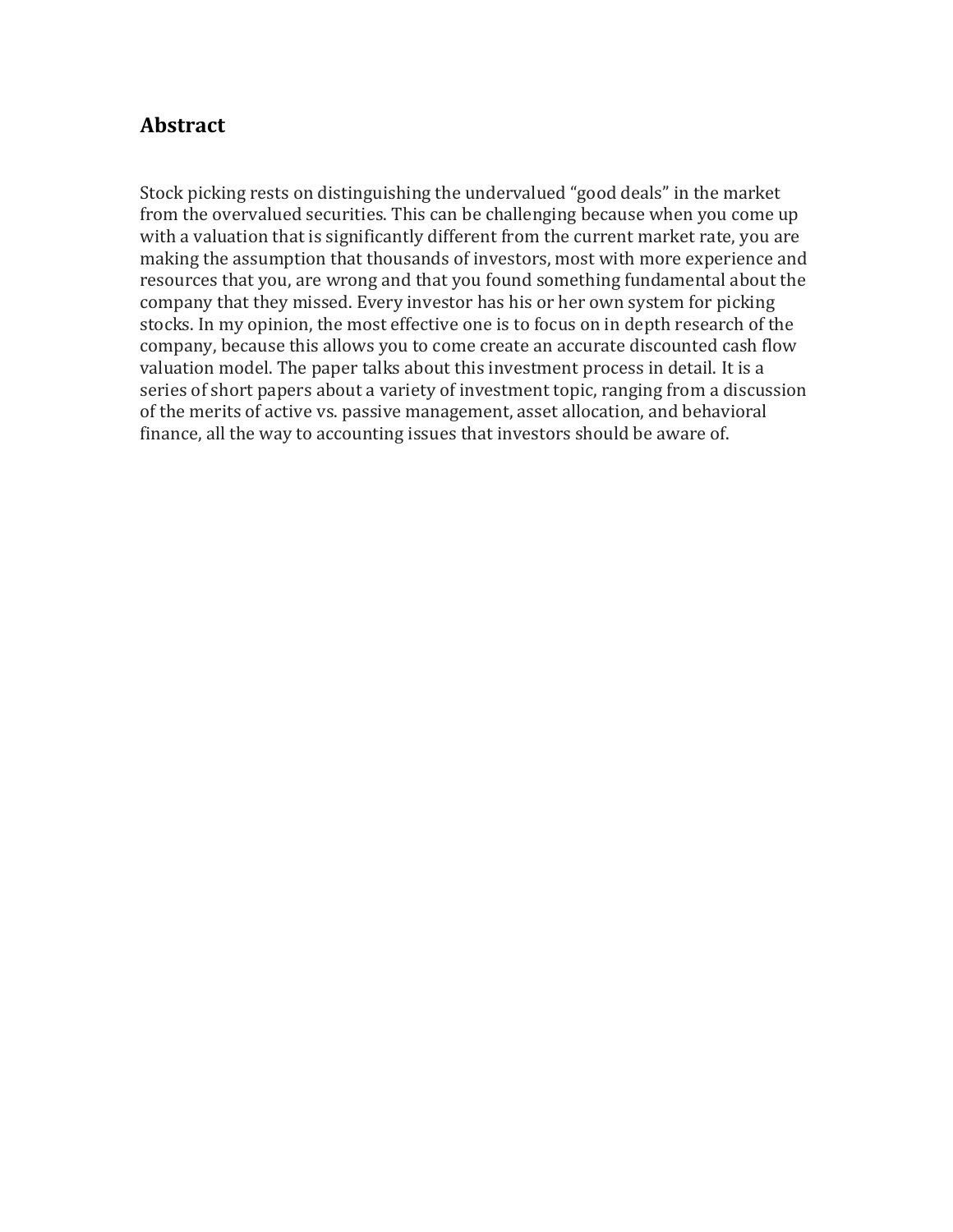## Abstract

Stock picking rests on distinguishing the undervalued "good deals" in the market from the overvalued securities. This can be challenging because when you come up with a valuation that is significantly different from the current market rate, you are making the assumption that thousands of investors, most with more experience and resources that you, are wrong and that you found something fundamental about the company that they missed. Every investor has his or her own system for picking stocks. In my opinion, the most effective one is to focus on in depth research of the company, because this allows you to come create an accurate discounted cash flow valuation model. The paper talks about this investment process in detail. It is a series of short papers about a variety of investment topic, ranging from a discussion of the merits of active vs. passive management, asset allocation, and behavioral finance, all the way to accounting issues that investors should be aware of.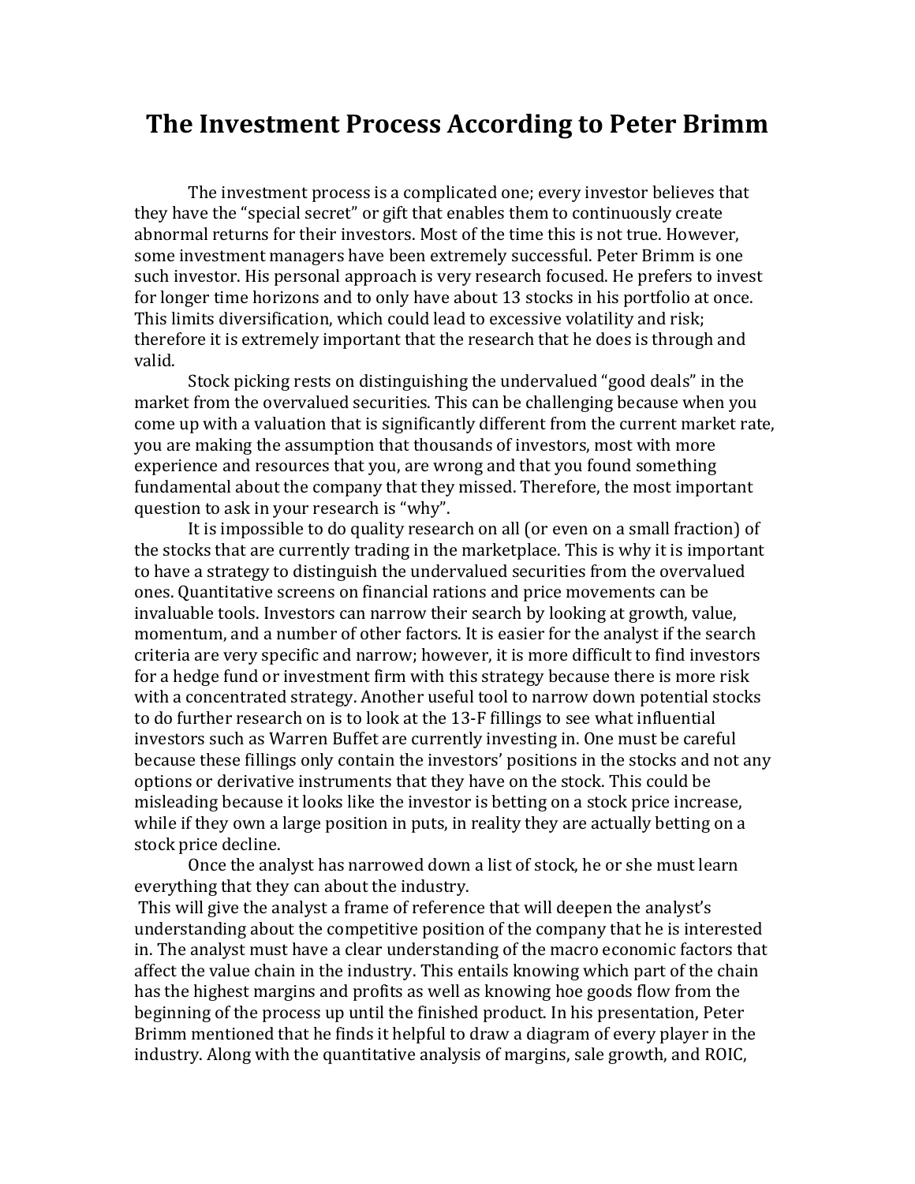# The Investment Process According to Peter Brimm

The investment process is a complicated one; every investor believes that they have the "special secret" or gift that enables them to continuously create abnormal returns for their investors. Most of the time this is not true. However, some investment managers have been extremely successful. Peter Brimm is one such investor. His personal approach is very research focused. He prefers to invest for longer time horizons and to only have about 13 stocks in his portfolio at once. This limits diversification, which could lead to excessive volatility and risk; therefore it is extremely important that the research that he does is through and valid.

Stock picking rests on distinguishing the undervalued "good deals" in the market from the overvalued securities. This can be challenging because when you come up with a valuation that is significantly different from the current market rate, you are making the assumption that thousands of investors, most with more experience and resources that you, are wrong and that you found something fundamental about the company that they missed. Therefore, the most important question to ask in your research is "why".

It is impossible to do quality research on all (or even on a small fraction) of the stocks that are currently trading in the marketplace. This is why it is important to have a strategy to distinguish the undervalued securities from the overvalued ones. Quantitative screens on financial rations and price movements can be invaluable tools. Investors can narrow their search by looking at growth, value, momentum, and a number of other factors. It is easier for the analyst if the search criteria are very specific and narrow; however, it is more difficult to find investors for a hedge fund or investment firm with this strategy because there is more risk with a concentrated strategy. Another useful tool to narrow down potential stocks to do further research on is to look at the 13-F fillings to see what influential investors such as Warren Buffet are currently investing in. One must be careful because these fillings only contain the investors' positions in the stocks and not any options or derivative instruments that they have on the stock. This could be misleading because it looks like the investor is betting on a stock price increase, while if they own a large position in puts, in reality they are actually betting on a stock price decline.

Once the analyst has narrowed down a list of stock, he or she must learn everything that they can about the industry.

This will give the analyst a frame of reference that will deepen the analyst's understanding about the competitive position of the company that he is interested in. The analyst must have a clear understanding of the macro economic factors that affect the value chain in the industry. This entails knowing which part of the chain has the highest margins and profits as well as knowing hoe goods flow from the beginning of the process up until the finished product. In his presentation, Peter Brimm mentioned that he finds it helpful to draw a diagram of every player in the industry. Along with the quantitative analysis of margins, sale growth, and ROIC,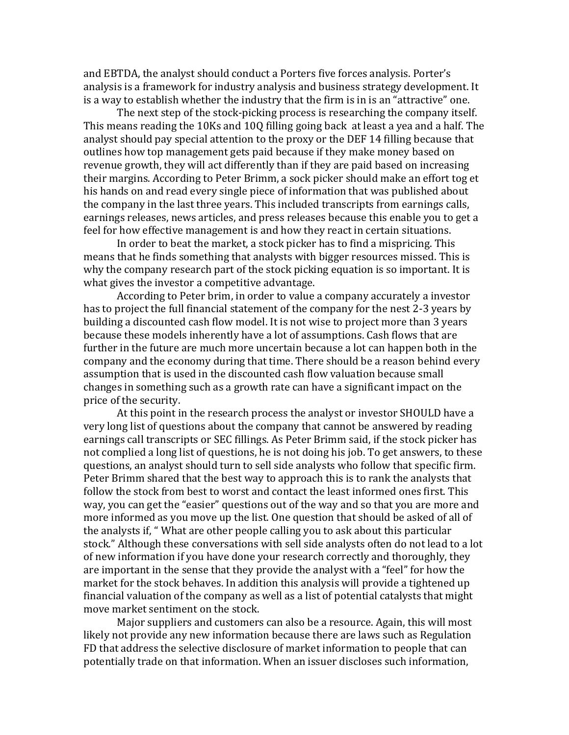and EBTDA, the analyst should conduct a Porters five forces analysis. Porter's analysis is a framework for industry analysis and business strategy development. It is a way to establish whether the industry that the firm is in is an "attractive" one.

The next step of the stock-picking process is researching the company itself. This means reading the 10Ks and 10Q filling going back at least a yea and a half. The analyst should pay special attention to the proxy or the DEF 14 filling because that outlines how top management gets paid because if they make money based on revenue growth, they will act differently than if they are paid based on increasing their margins. According to Peter Brimm, a sock picker should make an effort tog et his hands on and read every single piece of information that was published about the company in the last three years. This included transcripts from earnings calls, earnings releases, news articles, and press releases because this enable you to get a feel for how effective management is and how they react in certain situations.

In order to beat the market, a stock picker has to find a mispricing. This means that he finds something that analysts with bigger resources missed. This is why the company research part of the stock picking equation is so important. It is what gives the investor a competitive advantage.

According to Peter brim, in order to value a company accurately a investor has to project the full financial statement of the company for the nest 2-3 years by building a discounted cash flow model. It is not wise to project more than 3 years because these models inherently have a lot of assumptions. Cash flows that are further in the future are much more uncertain because a lot can happen both in the company and the economy during that time. There should be a reason behind every assumption that is used in the discounted cash flow valuation because small changes in something such as a growth rate can have a significant impact on the price of the security.

At this point in the research process the analyst or investor SHOULD have a very long list of questions about the company that cannot be answered by reading earnings call transcripts or SEC fillings. As Peter Brimm said, if the stock picker has not complied a long list of questions, he is not doing his job. To get answers, to these questions, an analyst should turn to sell side analysts who follow that specific firm. Peter Brimm shared that the best way to approach this is to rank the analysts that follow the stock from best to worst and contact the least informed ones first. This way, you can get the "easier" questions out of the way and so that you are more and more informed as you move up the list. One question that should be asked of all of the analysts if, " What are other people calling you to ask about this particular stock." Although these conversations with sell side analysts often do not lead to a lot of new information if you have done your research correctly and thoroughly, they are important in the sense that they provide the analyst with a "feel" for how the market for the stock behaves. In addition this analysis will provide a tightened up financial valuation of the company as well as a list of potential catalysts that might move market sentiment on the stock.

Major suppliers and customers can also be a resource. Again, this will most likely not provide any new information because there are laws such as Regulation FD that address the selective disclosure of market information to people that can potentially trade on that information. When an issuer discloses such information,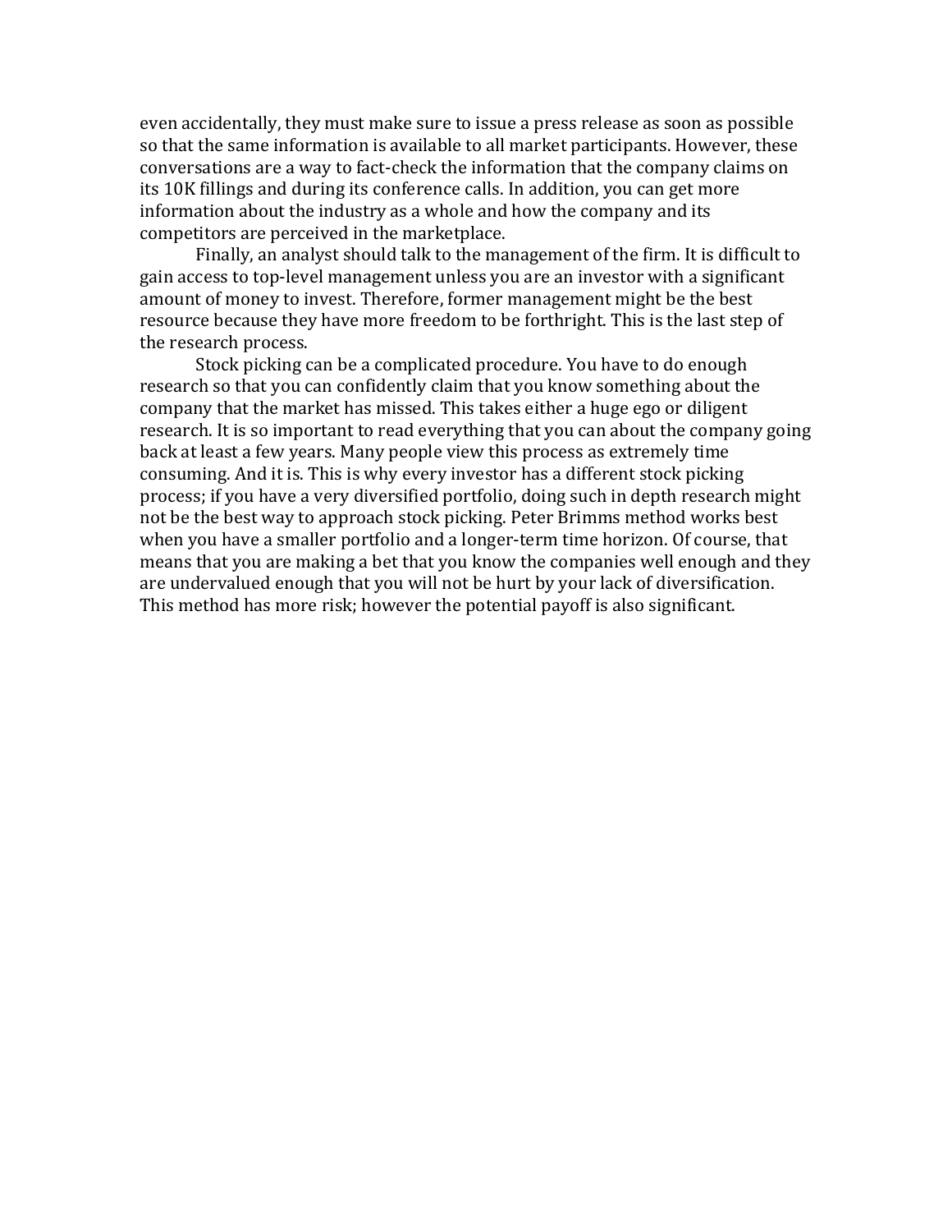even accidentally, they must make sure to issue a press release as soon as possible so that the same information is available to all market participants. However, these conversations are a way to fact-check the information that the company claims on its 10K fillings and during its conference calls. In addition, you can get more information about the industry as a whole and how the company and its competitors are perceived in the marketplace.

Finally, an analyst should talk to the management of the firm. It is difficult to gain access to top-level management unless you are an investor with a significant amount of money to invest. Therefore, former management might be the best resource because they have more freedom to be forthright. This is the last step of the research process.

Stock picking can be a complicated procedure. You have to do enough research so that you can confidently claim that you know something about the company that the market has missed. This takes either a huge ego or diligent research. It is so important to read everything that you can about the company going back at least a few years. Many people view this process as extremely time consuming. And it is. This is why every investor has a different stock picking process; if you have a very diversified portfolio, doing such in depth research might not be the best way to approach stock picking. Peter Brimms method works best when you have a smaller portfolio and a longer-term time horizon. Of course, that means that you are making a bet that you know the companies well enough and they are undervalued enough that you will not be hurt by your lack of diversification. This method has more risk; however the potential payoff is also significant.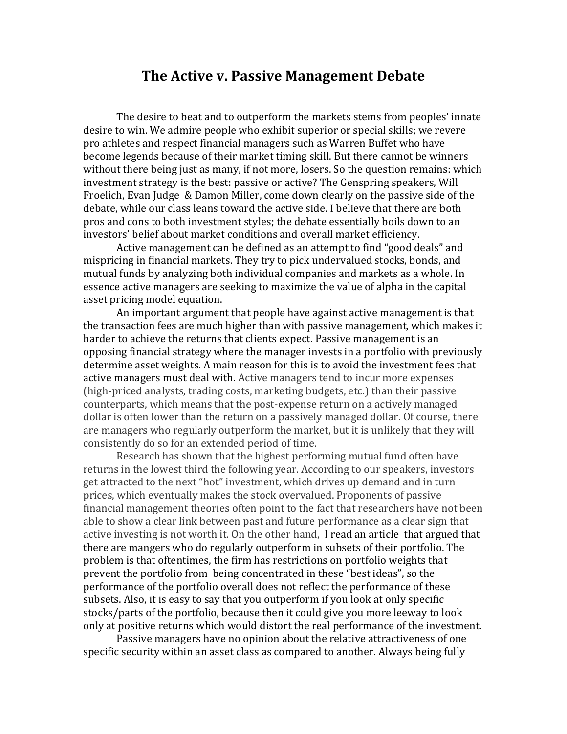# The Active v. Passive Management Debate

The desire to beat and to outperform the markets stems from peoples' innate desire to win. We admire people who exhibit superior or special skills; we revere pro athletes and respect financial managers such as Warren Buffet who have become legends because of their market timing skill. But there cannot be winners without there being just as many, if not more, losers. So the question remains: which investment strategy is the best: passive or active? The Genspring speakers, Will Froelich, Evan Judge & Damon Miller, come down clearly on the passive side of the debate, while our class leans toward the active side. I believe that there are both pros and cons to both investment styles; the debate essentially boils down to an investors' belief about market conditions and overall market efficiency.

Active management can be defined as an attempt to find "good deals" and mispricing in financial markets. They try to pick undervalued stocks, bonds, and mutual funds by analyzing both individual companies and markets as a whole. In essence active managers are seeking to maximize the value of alpha in the capital asset pricing model equation.

An important argument that people have against active management is that the transaction fees are much higher than with passive management, which makes it harder to achieve the returns that clients expect. Passive management is an opposing financial strategy where the manager invests in a portfolio with previously determine asset weights. A main reason for this is to avoid the investment fees that active managers must deal with. Active managers tend to incur more expenses (high-priced analysts, trading costs, marketing budgets, etc.) than their passive counterparts, which means that the post-expense return on a actively managed dollar is often lower than the return on a passively managed dollar. Of course, there are managers who regularly outperform the market, but it is unlikely that they will consistently do so for an extended period of time.

Research has shown that the highest performing mutual fund often have returns in the lowest third the following year. According to our speakers, investors get attracted to the next "hot" investment, which drives up demand and in turn prices, which eventually makes the stock overvalued. Proponents of passive financial management theories often point to the fact that researchers have not been able to show a clear link between past and future performance as a clear sign that active investing is not worth it. On the other hand, I read an article that argued that there are mangers who do regularly outperform in subsets of their portfolio. The problem is that oftentimes, the firm has restrictions on portfolio weights that prevent the portfolio from being concentrated in these "best ideas", so the performance of the portfolio overall does not reflect the performance of these subsets. Also, it is easy to say that you outperform if you look at only specific stocks/parts of the portfolio, because then it could give you more leeway to look only at positive returns which would distort the real performance of the investment.

Passive managers have no opinion about the relative attractiveness of one specific security within an asset class as compared to another. Always being fully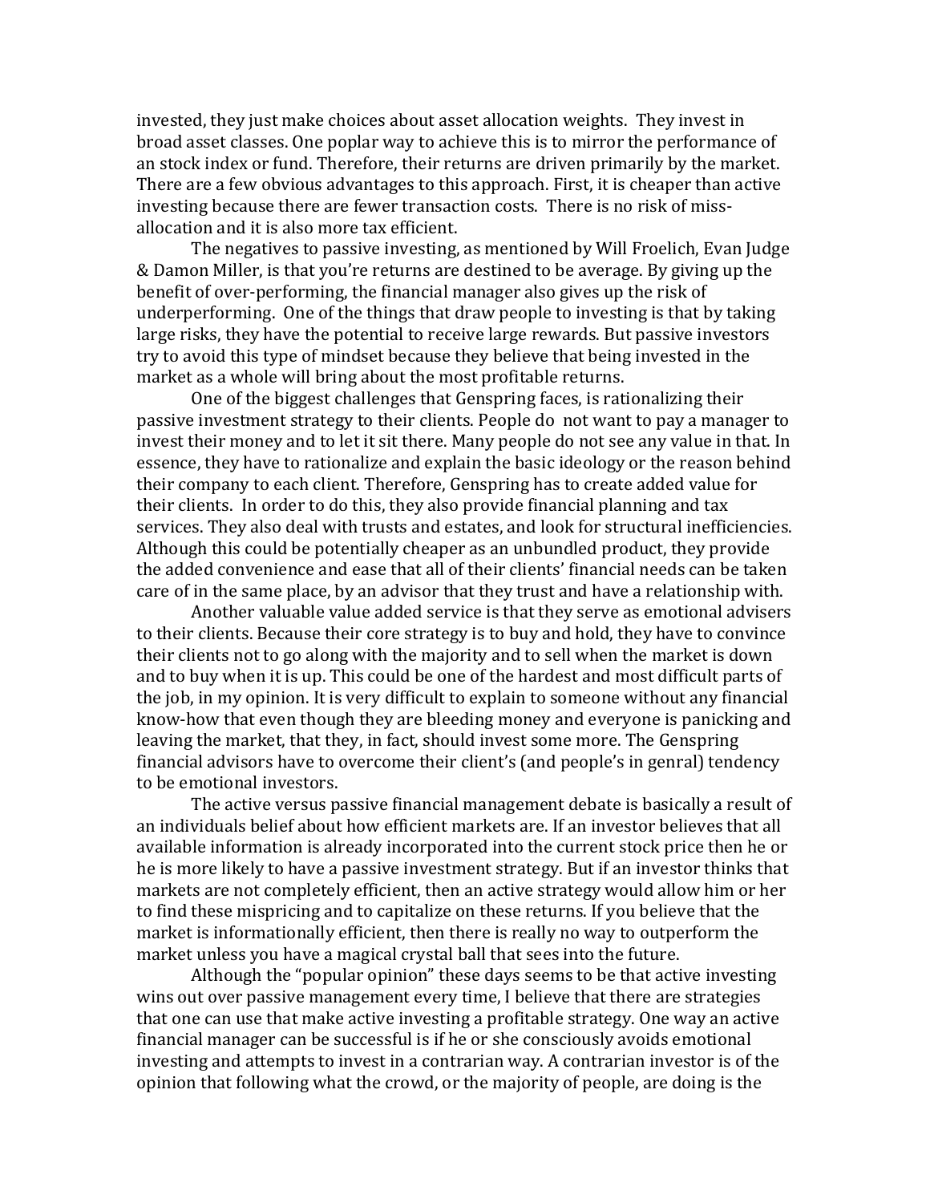invested, they just make choices about asset allocation weights. They invest in broad asset classes. One poplar way to achieve this is to mirror the performance of an stock index or fund. Therefore, their returns are driven primarily by the market. There are a few obvious advantages to this approach. First, it is cheaper than active investing because there are fewer transaction costs. There is no risk of miss-allocation and it is also more tax efficient.

The negatives to passive investing, as mentioned by Will Froelich, Evan Judge & Damon Miller, is that you're returns are destined to be average. By giving up the benefit of over-performing, the financial manager also gives up the risk of underperforming. One of the things that draw people to investing is that by taking large risks, they have the potential to receive large rewards. But passive investors try to avoid this type of mindset because they believe that being invested in the market as a whole will bring about the most profitable returns.

One of the biggest challenges that Genspring faces, is rationalizing their passive investment strategy to their clients. People do not want to pay a manager to invest their money and to let it sit there. Many people do not see any value in that. In essence, they have to rationalize and explain the basic ideology or the reason behind their company to each client. Therefore, Genspring has to create added value for their clients. In order to do this, they also provide financial planning and tax services. They also deal with trusts and estates, and look for structural inefficiencies. Although this could be potentially cheaper as an unbundled product, they provide the added convenience and ease that all of their clients' financial needs can be taken care of in the same place, by an advisor that they trust and have a relationship with.

Another valuable value added service is that they serve as emotional advisers to their clients. Because their core strategy is to buy and hold, they have to convince their clients not to go along with the majority and to sell when the market is down and to buy when it is up. This could be one of the hardest and most difficult parts of the job, in my opinion. It is very difficult to explain to someone without any financial know-how that even though they are bleeding money and everyone is panicking and leaving the market, that they, in fact, should invest some more. The Genspring financial advisors have to overcome their client's (and people's in genral) tendency to be emotional investors.

The active versus passive financial management debate is basically a result of an individuals belief about how efficient markets are. If an investor believes that all available information is already incorporated into the current stock price then he or he is more likely to have a passive investment strategy. But if an investor thinks that markets are not completely efficient, then an active strategy would allow him or her to find these mispricing and to capitalize on these returns. If you believe that the market is informationally efficient, then there is really no way to outperform the market unless you have a magical crystal ball that sees into the future.

Although the "popular opinion" these days seems to be that active investing wins out over passive management every time, I believe that there are strategies that one can use that make active investing a profitable strategy. One way an active financial manager can be successful is if he or she consciously avoids emotional investing and attempts to invest in a contrarian way. A contrarian investor is of the opinion that following what the crowd, or the majority of people, are doing is the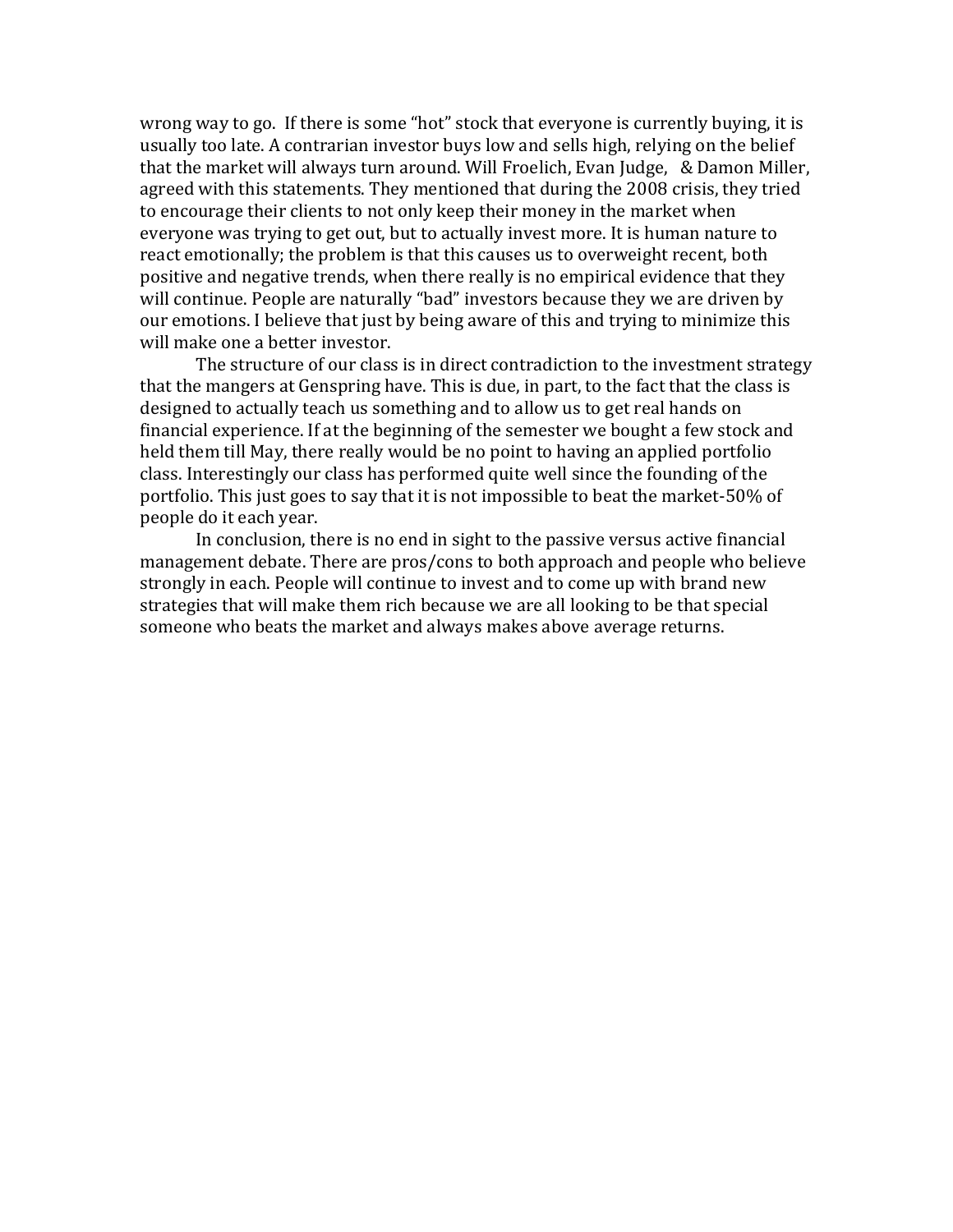wrong way to go. If there is some "hot" stock that everyone is currently buying, it is usually too late. A contrarian investor buys low and sells high, relying on the belief that the market will always turn around. Will Froelich, Evan Judge, & Damon Miller, agreed with this statements. They mentioned that during the 2008 crisis, they tried to encourage their clients to not only keep their money in the market when everyone was trying to get out, but to actually invest more. It is human nature to react emotionally; the problem is that this causes us to overweight recent, both positive and negative trends, when there really is no empirical evidence that they will continue. People are naturally "bad" investors because they we are driven by our emotions. I believe that just by being aware of this and trying to minimize this will make one a better investor.

The structure of our class is in direct contradiction to the investment strategy that the mangers at Genspring have. This is due, in part, to the fact that the class is designed to actually teach us something and to allow us to get real hands on financial experience. If at the beginning of the semester we bought a few stock and held them till May, there really would be no point to having an applied portfolio class. Interestingly our class has performed quite well since the founding of the portfolio. This just goes to say that it is not impossible to beat the market-50% of people do it each year.

In conclusion, there is no end in sight to the passive versus active financial management debate. There are pros/cons to both approach and people who believe strongly in each. People will continue to invest and to come up with brand new strategies that will make them rich because we are all looking to be that special someone who beats the market and always makes above average returns.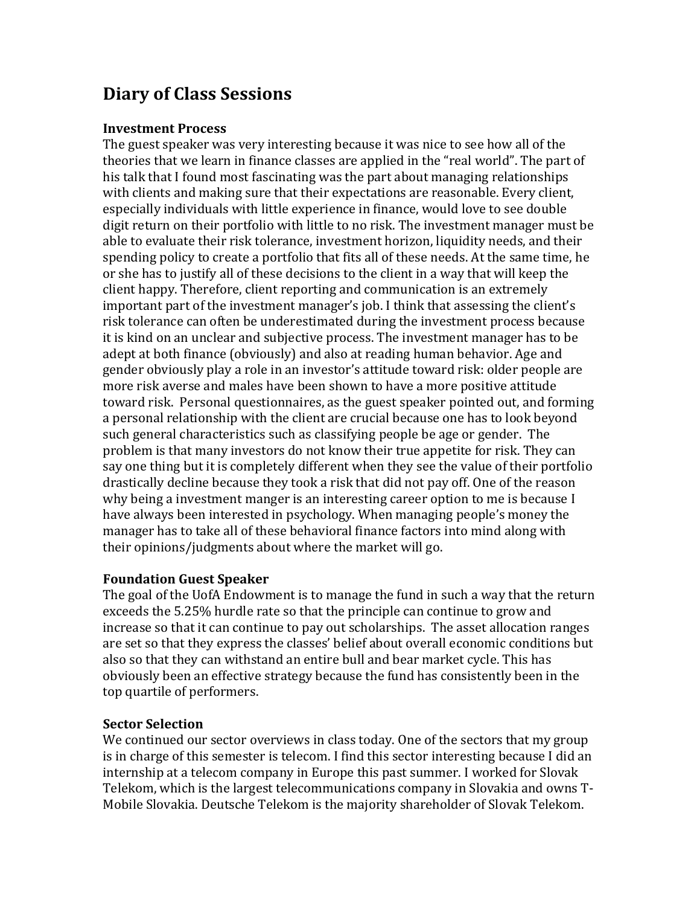# Diary of Class Sessions

### Investment Process

The guest speaker was very interesting because it was nice to see how all of the theories that we learn in finance classes are applied in the "real world". The part of his talk that I found most fascinating was the part about managing relationships with clients and making sure that their expectations are reasonable. Every client, especially individuals with little experience in finance, would love to see double digit return on their portfolio with little to no risk. The investment manager must be able to evaluate their risk tolerance, investment horizon, liquidity needs, and their spending policy to create a portfolio that fits all of these needs. At the same time, he or she has to justify all of these decisions to the client in a way that will keep the client happy. Therefore, client reporting and communication is an extremely important part of the investment manager's job. I think that assessing the client's risk tolerance can often be underestimated during the investment process because it is kind on an unclear and subjective process. The investment manager has to be adept at both finance (obviously) and also at reading human behavior. Age and gender obviously play a role in an investor's attitude toward risk: older people are more risk averse and males have been shown to have a more positive attitude toward risk. Personal questionnaires, as the guest speaker pointed out, and forming a personal relationship with the client are crucial because one has to look beyond such general characteristics such as classifying people be age or gender. The problem is that many investors do not know their true appetite for risk. They can say one thing but it is completely different when they see the value of their portfolio drastically decline because they took a risk that did not pay off. One of the reason why being a investment manger is an interesting career option to me is because I have always been interested in psychology. When managing people's money the manager has to take all of these behavioral finance factors into mind along with their opinions/judgments about where the market will go.

### Foundation Guest Speaker

The goal of the UofA Endowment is to manage the fund in such a way that the return exceeds the 5.25% hurdle rate so that the principle can continue to grow and increase so that it can continue to pay out scholarships. The asset allocation ranges are set so that they express the classes' belief about overall economic conditions but also so that they can withstand an entire bull and bear market cycle. This has obviously been an effective strategy because the fund has consistently been in the top quartile of performers.

### Sector Selection

We continued our sector overviews in class today. One of the sectors that my group is in charge of this semester is telecom. I find this sector interesting because I did an internship at a telecom company in Europe this past summer. I worked for Slovak Telekom, which is the largest telecommunications company in Slovakia and owns T-Mobile Slovakia. Deutsche Telekom is the majority shareholder of Slovak Telekom.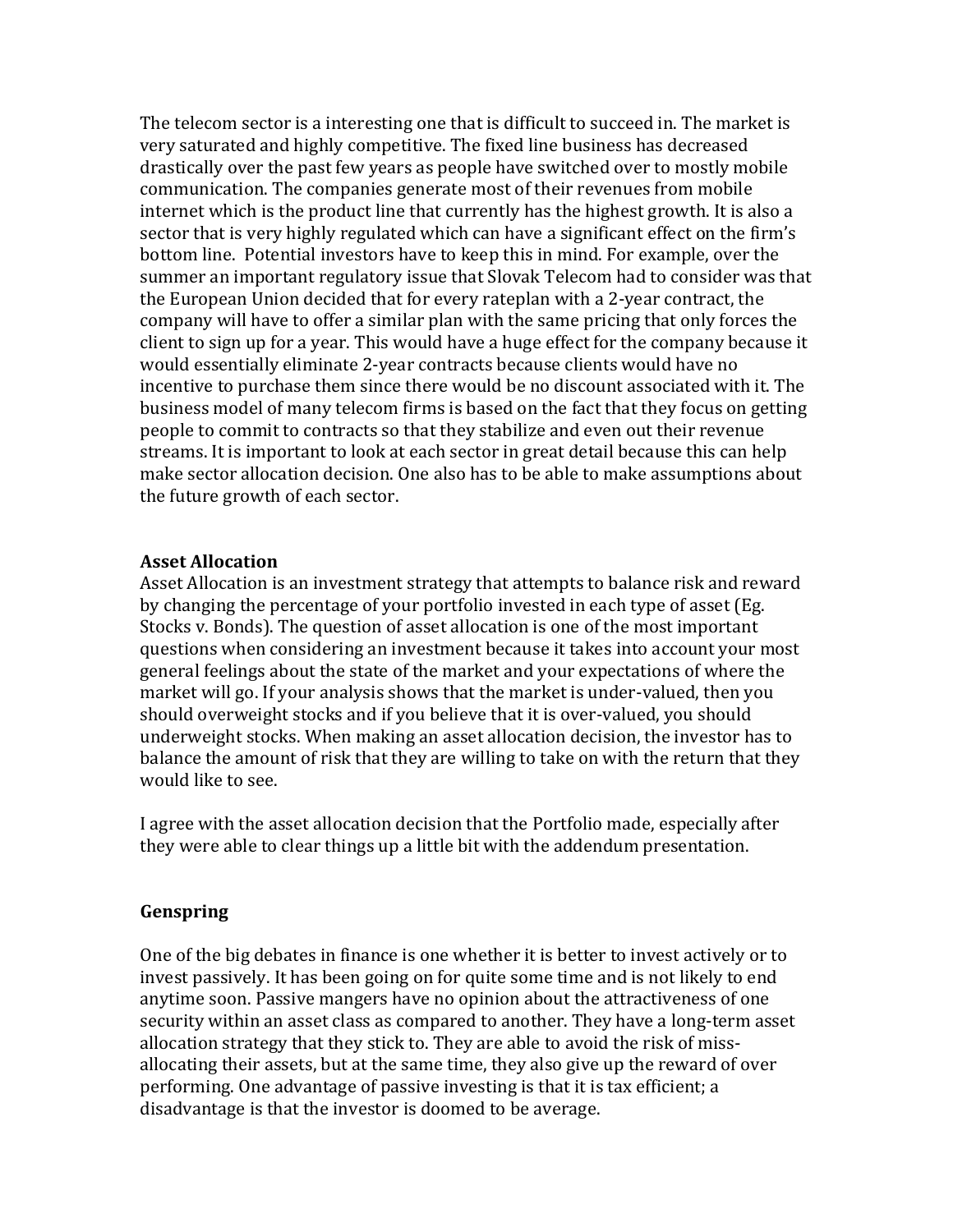The telecom sector is a interesting one that is difficult to succeed in. The market is very saturated and highly competitive. The fixed line business has decreased drastically over the past few years as people have switched over to mostly mobile communication. The companies generate most of their revenues from mobile internet which is the product line that currently has the highest growth. It is also a sector that is very highly regulated which can have a significant effect on the firm's bottom line. Potential investors have to keep this in mind. For example, over the summer an important regulatory issue that Slovak Telecom had to consider was that the European Union decided that for every rateplan with a 2-year contract, the company will have to offer a similar plan with the same pricing that only forces the client to sign up for a year. This would have a huge effect for the company because it would essentially eliminate 2-year contracts because clients would have no incentive to purchase them since there would be no discount associated with it. The business model of many telecom firms is based on the fact that they focus on getting people to commit to contracts so that they stabilize and even out their revenue streams. It is important to look at each sector in great detail because this can help make sector allocation decision. One also has to be able to make assumptions about the future growth of each sector.

### Asset Allocation

Asset Allocation is an investment strategy that attempts to balance risk and reward by changing the percentage of your portfolio invested in each type of asset (Eg. Stocks v. Bonds). The question of asset allocation is one of the most important questions when considering an investment because it takes into account your most general feelings about the state of the market and your expectations of where the market will go. If your analysis shows that the market is under-valued, then you should overweight stocks and if you believe that it is over-valued, you should underweight stocks. When making an asset allocation decision, the investor has to balance the amount of risk that they are willing to take on with the return that they would like to see.

I agree with the asset allocation decision that the Portfolio made, especially after they were able to clear things up a little bit with the addendum presentation.

### Genspring

One of the big debates in finance is one whether it is better to invest actively or to invest passively. It has been going on for quite some time and is not likely to end anytime soon. Passive mangers have no opinion about the attractiveness of one security within an asset class as compared to another. They have a long-term asset allocation strategy that they stick to. They are able to avoid the risk of miss-allocating their assets, but at the same time, they also give up the reward of over performing. One advantage of passive investing is that it is tax efficient; a disadvantage is that the investor is doomed to be average.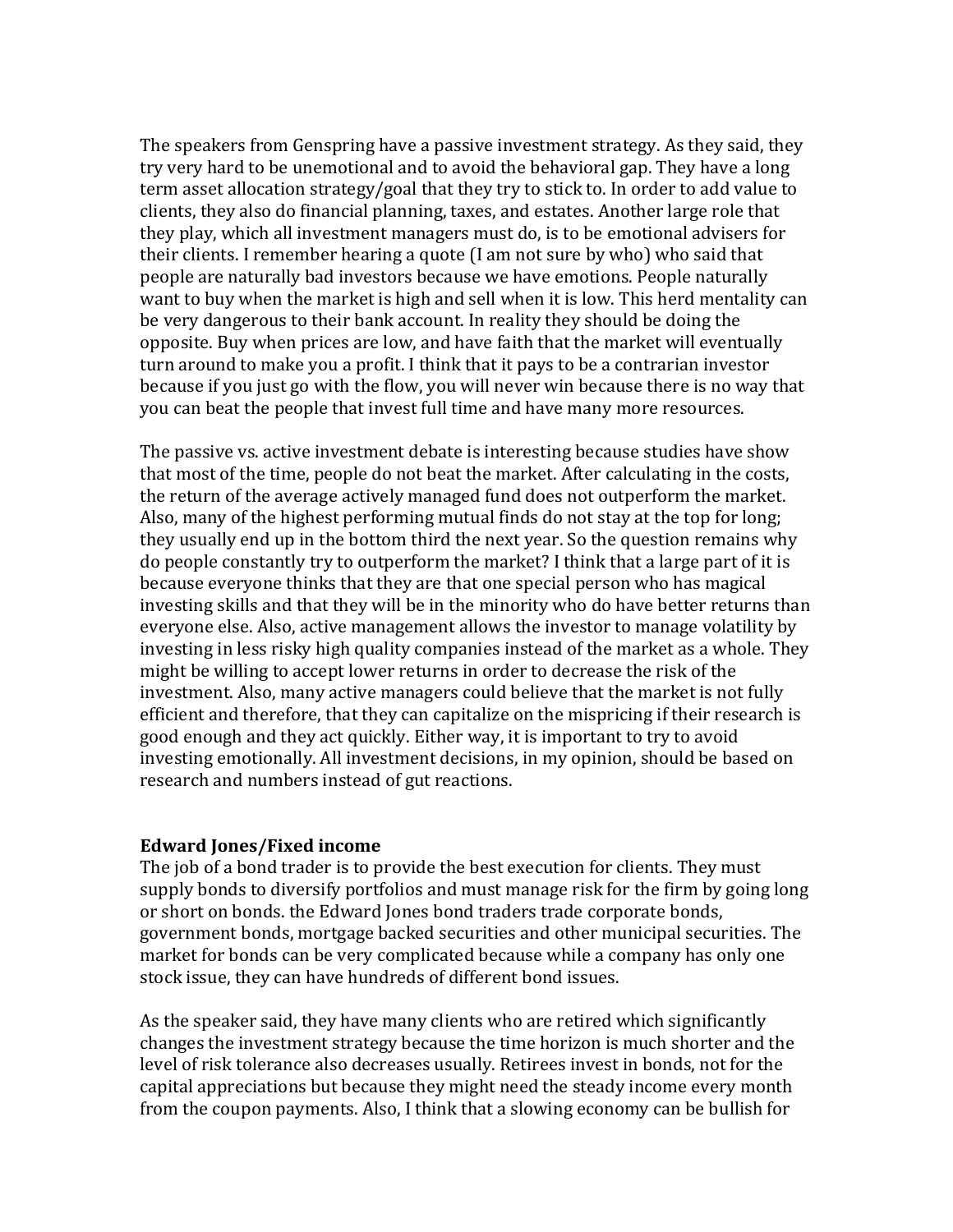The speakers from Genspring have a passive investment strategy. As they said, they try very hard to be unemotional and to avoid the behavioral gap. They have a long term asset allocation strategy/goal that they try to stick to. In order to add value to clients, they also do financial planning, taxes, and estates. Another large role that they play, which all investment managers must do, is to be emotional advisers for their clients. I remember hearing a quote (I am not sure by who) who said that people are naturally bad investors because we have emotions. People naturally want to buy when the market is high and sell when it is low. This herd mentality can be very dangerous to their bank account. In reality they should be doing the opposite. Buy when prices are low, and have faith that the market will eventually turn around to make you a profit. I think that it pays to be a contrarian investor because if you just go with the flow, you will never win because there is no way that you can beat the people that invest full time and have many more resources.

The passive vs. active investment debate is interesting because studies have show that most of the time, people do not beat the market. After calculating in the costs, the return of the average actively managed fund does not outperform the market. Also, many of the highest performing mutual finds do not stay at the top for long; they usually end up in the bottom third the next year. So the question remains why do people constantly try to outperform the market? I think that a large part of it is because everyone thinks that they are that one special person who has magical investing skills and that they will be in the minority who do have better returns than everyone else. Also, active management allows the investor to manage volatility by investing in less risky high quality companies instead of the market as a whole. They might be willing to accept lower returns in order to decrease the risk of the investment. Also, many active managers could believe that the market is not fully efficient and therefore, that they can capitalize on the mispricing if their research is good enough and they act quickly. Either way, it is important to try to avoid investing emotionally. All investment decisions, in my opinion, should be based on research and numbers instead of gut reactions.

**Edward Jones/Fixed income**

The job of a bond trader is to provide the best execution for clients. They must supply bonds to diversify portfolios and must manage risk for the firm by going long or short on bonds. the Edward Jones bond traders trade corporate bonds, government bonds, mortgage backed securities and other municipal securities. The market for bonds can be very complicated because while a company has only one stock issue, they can have hundreds of different bond issues.

As the speaker said, they have many clients who are retired which significantly changes the investment strategy because the time horizon is much shorter and the level of risk tolerance also decreases usually. Retirees invest in bonds, not for the capital appreciations but because they might need the steady income every month from the coupon payments. Also, I think that a slowing economy can be bullish for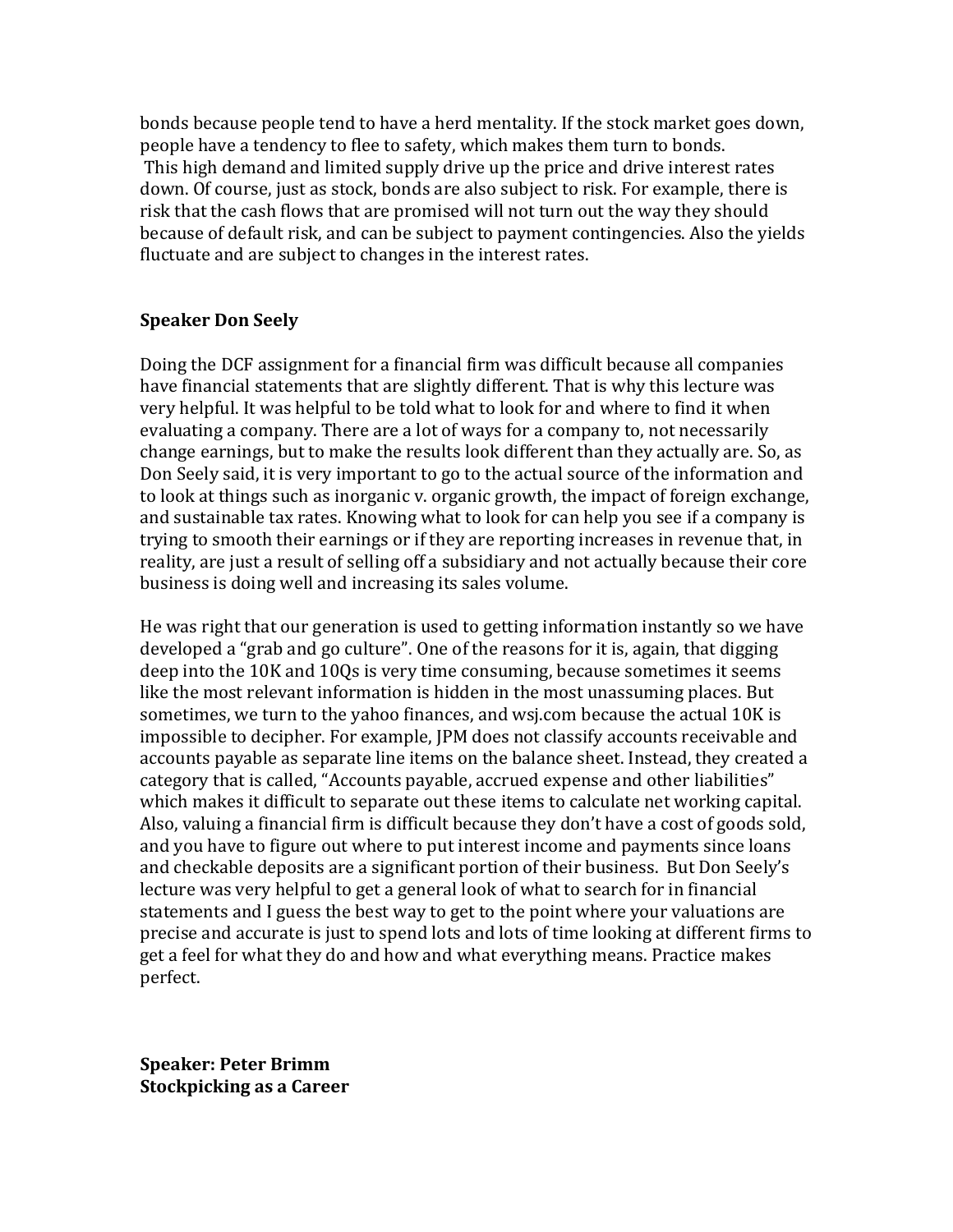bonds because people tend to have a herd mentality. If the stock market goes down, people have a tendency to flee to safety, which makes them turn to bonds. This high demand and limited supply drive up the price and drive interest rates down. Of course, just as stock, bonds are also subject to risk. For example, there is risk that the cash flows that are promised will not turn out the way they should because of default risk, and can be subject to payment contingencies. Also the yields fluctuate and are subject to changes in the interest rates.

**Speaker Don Seely**

Doing the DCF assignment for a financial firm was difficult because all companies have financial statements that are slightly different. That is why this lecture was very helpful. It was helpful to be told what to look for and where to find it when evaluating a company. There are a lot of ways for a company to, not necessarily change earnings, but to make the results look different than they actually are. So, as Don Seely said, it is very important to go to the actual source of the information and to look at things such as inorganic v. organic growth, the impact of foreign exchange, and sustainable tax rates. Knowing what to look for can help you see if a company is trying to smooth their earnings or if they are reporting increases in revenue that, in reality, are just a result of selling off a subsidiary and not actually because their core business is doing well and increasing its sales volume.

He was right that our generation is used to getting information instantly so we have developed a "grab and go culture". One of the reasons for it is, again, that digging deep into the 10K and 10Qs is very time consuming, because sometimes it seems like the most relevant information is hidden in the most unassuming places. But sometimes, we turn to the yahoo finances, and wsj.com because the actual 10K is impossible to decipher. For example, JPM does not classify accounts receivable and accounts payable as separate line items on the balance sheet. Instead, they created a category that is called, "Accounts payable, accrued expense and other liabilities" which makes it difficult to separate out these items to calculate net working capital. Also, valuing a financial firm is difficult because they don't have a cost of goods sold, and you have to figure out where to put interest income and payments since loans and checkable deposits are a significant portion of their business. But Don Seely's lecture was very helpful to get a general look of what to search for in financial statements and I guess the best way to get to the point where your valuations are precise and accurate is just to spend lots and lots of time looking at different firms to get a feel for what they do and how and what everything means. Practice makes perfect.

**Speaker: Peter Brimm**
**Stockpicking as a Career**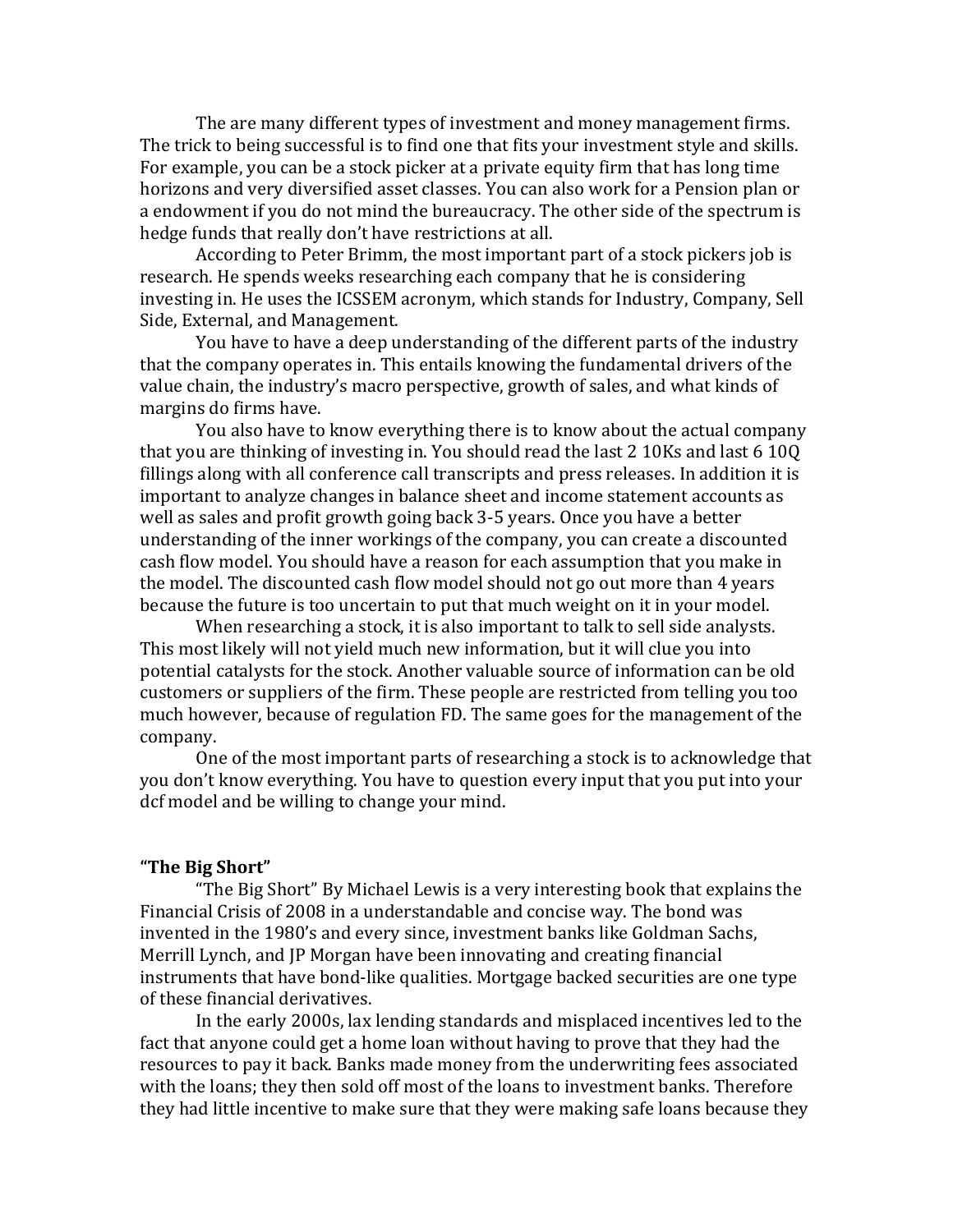The are many different types of investment and money management firms. The trick to being successful is to find one that fits your investment style and skills. For example, you can be a stock picker at a private equity firm that has long time horizons and very diversified asset classes. You can also work for a Pension plan or a endowment if you do not mind the bureaucracy. The other side of the spectrum is hedge funds that really don't have restrictions at all.

According to Peter Brimm, the most important part of a stock pickers job is research. He spends weeks researching each company that he is considering investing in. He uses the ICSSEM acronym, which stands for Industry, Company, Sell Side, External, and Management.

You have to have a deep understanding of the different parts of the industry that the company operates in. This entails knowing the fundamental drivers of the value chain, the industry's macro perspective, growth of sales, and what kinds of margins do firms have.

You also have to know everything there is to know about the actual company that you are thinking of investing in. You should read the last 2 10Ks and last 6 10Q fillings along with all conference call transcripts and press releases. In addition it is important to analyze changes in balance sheet and income statement accounts as well as sales and profit growth going back 3-5 years. Once you have a better understanding of the inner workings of the company, you can create a discounted cash flow model. You should have a reason for each assumption that you make in the model. The discounted cash flow model should not go out more than 4 years because the future is too uncertain to put that much weight on it in your model.

When researching a stock, it is also important to talk to sell side analysts. This most likely will not yield much new information, but it will clue you into potential catalysts for the stock. Another valuable source of information can be old customers or suppliers of the firm. These people are restricted from telling you too much however, because of regulation FD. The same goes for the management of the company.

One of the most important parts of researching a stock is to acknowledge that you don't know everything. You have to question every input that you put into your dcf model and be willing to change your mind.

**"The Big Short"**

"The Big Short" By Michael Lewis is a very interesting book that explains the Financial Crisis of 2008 in a understandable and concise way. The bond was invented in the 1980's and every since, investment banks like Goldman Sachs, Merrill Lynch, and JP Morgan have been innovating and creating financial instruments that have bond-like qualities. Mortgage backed securities are one type of these financial derivatives.

In the early 2000s, lax lending standards and misplaced incentives led to the fact that anyone could get a home loan without having to prove that they had the resources to pay it back. Banks made money from the underwriting fees associated with the loans; they then sold off most of the loans to investment banks. Therefore they had little incentive to make sure that they were making safe loans because they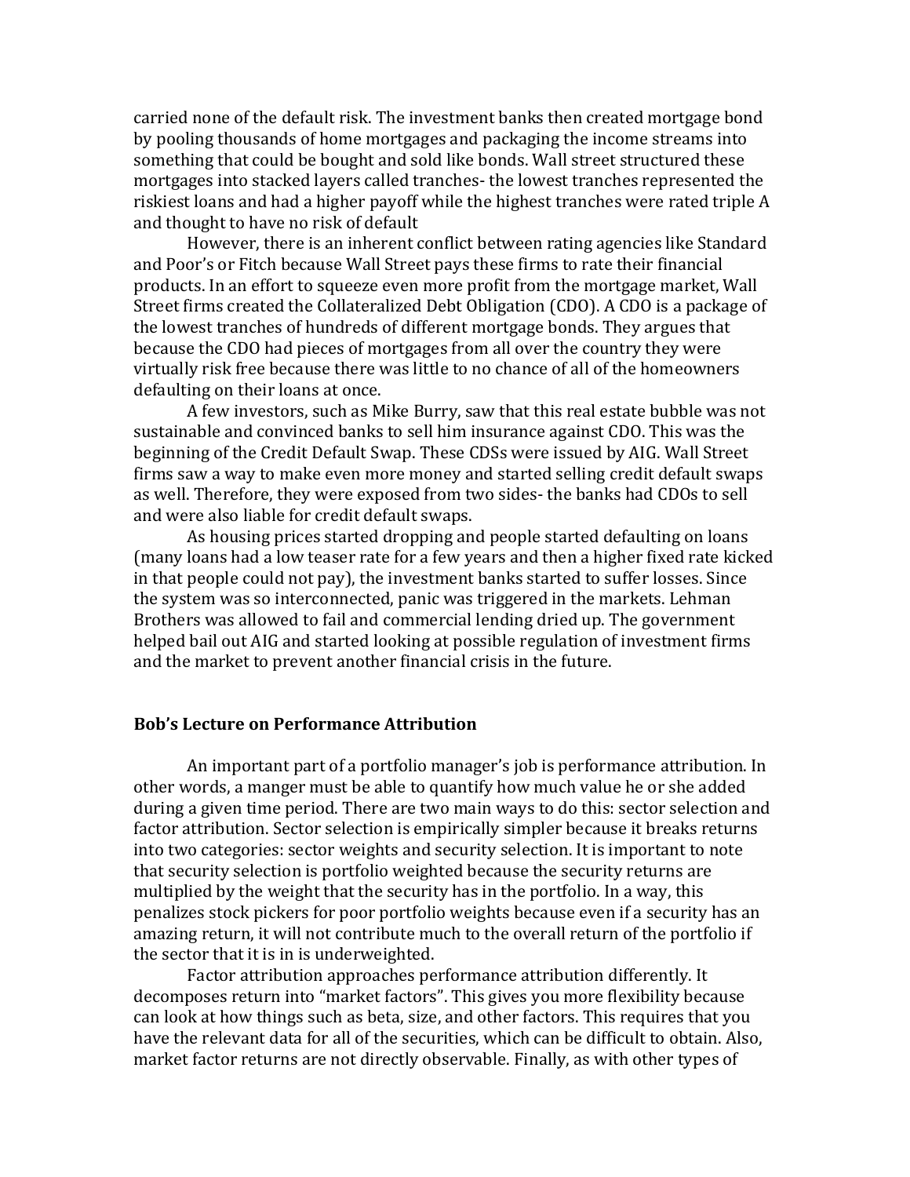carried none of the default risk. The investment banks then created mortgage bond by pooling thousands of home mortgages and packaging the income streams into something that could be bought and sold like bonds. Wall street structured these mortgages into stacked layers called tranches- the lowest tranches represented the riskiest loans and had a higher payoff while the highest tranches were rated triple A and thought to have no risk of default

However, there is an inherent conflict between rating agencies like Standard and Poor's or Fitch because Wall Street pays these firms to rate their financial products. In an effort to squeeze even more profit from the mortgage market, Wall Street firms created the Collateralized Debt Obligation (CDO). A CDO is a package of the lowest tranches of hundreds of different mortgage bonds. They argues that because the CDO had pieces of mortgages from all over the country they were virtually risk free because there was little to no chance of all of the homeowners defaulting on their loans at once.

A few investors, such as Mike Burry, saw that this real estate bubble was not sustainable and convinced banks to sell him insurance against CDO. This was the beginning of the Credit Default Swap. These CDSs were issued by AIG. Wall Street firms saw a way to make even more money and started selling credit default swaps as well. Therefore, they were exposed from two sides- the banks had CDOs to sell and were also liable for credit default swaps.

As housing prices started dropping and people started defaulting on loans (many loans had a low teaser rate for a few years and then a higher fixed rate kicked in that people could not pay), the investment banks started to suffer losses. Since the system was so interconnected, panic was triggered in the markets. Lehman Brothers was allowed to fail and commercial lending dried up. The government helped bail out AIG and started looking at possible regulation of investment firms and the market to prevent another financial crisis in the future.

### Bob's Lecture on Performance Attribution

An important part of a portfolio manager's job is performance attribution. In other words, a manger must be able to quantify how much value he or she added during a given time period. There are two main ways to do this: sector selection and factor attribution. Sector selection is empirically simpler because it breaks returns into two categories: sector weights and security selection. It is important to note that security selection is portfolio weighted because the security returns are multiplied by the weight that the security has in the portfolio. In a way, this penalizes stock pickers for poor portfolio weights because even if a security has an amazing return, it will not contribute much to the overall return of the portfolio if the sector that it is in is underweighted.

Factor attribution approaches performance attribution differently. It decomposes return into "market factors". This gives you more flexibility because can look at how things such as beta, size, and other factors. This requires that you have the relevant data for all of the securities, which can be difficult to obtain. Also, market factor returns are not directly observable. Finally, as with other types of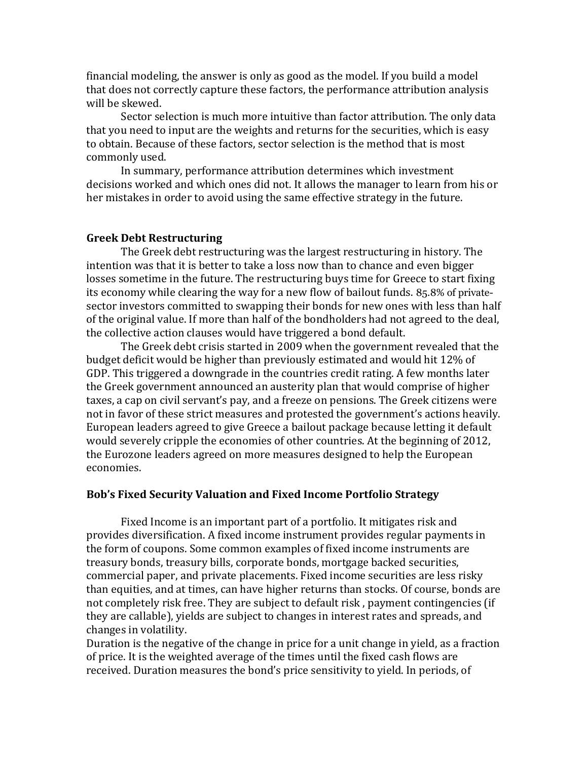financial modeling, the answer is only as good as the model. If you build a model that does not correctly capture these factors, the performance attribution analysis will be skewed.

Sector selection is much more intuitive than factor attribution. The only data that you need to input are the weights and returns for the securities, which is easy to obtain. Because of these factors, sector selection is the method that is most commonly used.

In summary, performance attribution determines which investment decisions worked and which ones did not. It allows the manager to learn from his or her mistakes in order to avoid using the same effective strategy in the future.

**Greek Debt Restructuring**

The Greek debt restructuring was the largest restructuring in history. The intention was that it is better to take a loss now than to chance and even bigger losses sometime in the future. The restructuring buys time for Greece to start fixing its economy while clearing the way for a new flow of bailout funds. 85.8% of private-sector investors committed to swapping their bonds for new ones with less than half of the original value. If more than half of the bondholders had not agreed to the deal, the collective action clauses would have triggered a bond default.

The Greek debt crisis started in 2009 when the government revealed that the budget deficit would be higher than previously estimated and would hit 12% of GDP. This triggered a downgrade in the countries credit rating. A few months later the Greek government announced an austerity plan that would comprise of higher taxes, a cap on civil servant's pay, and a freeze on pensions. The Greek citizens were not in favor of these strict measures and protested the government's actions heavily. European leaders agreed to give Greece a bailout package because letting it default would severely cripple the economies of other countries. At the beginning of 2012, the Eurozone leaders agreed on more measures designed to help the European economies.

**Bob's Fixed Security Valuation and Fixed Income Portfolio Strategy**

Fixed Income is an important part of a portfolio. It mitigates risk and provides diversification. A fixed income instrument provides regular payments in the form of coupons. Some common examples of fixed income instruments are treasury bonds, treasury bills, corporate bonds, mortgage backed securities, commercial paper, and private placements. Fixed income securities are less risky than equities, and at times, can have higher returns than stocks. Of course, bonds are not completely risk free. They are subject to default risk , payment contingencies (if they are callable), yields are subject to changes in interest rates and spreads, and changes in volatility.

Duration is the negative of the change in price for a unit change in yield, as a fraction of price. It is the weighted average of the times until the fixed cash flows are received. Duration measures the bond's price sensitivity to yield. In periods, of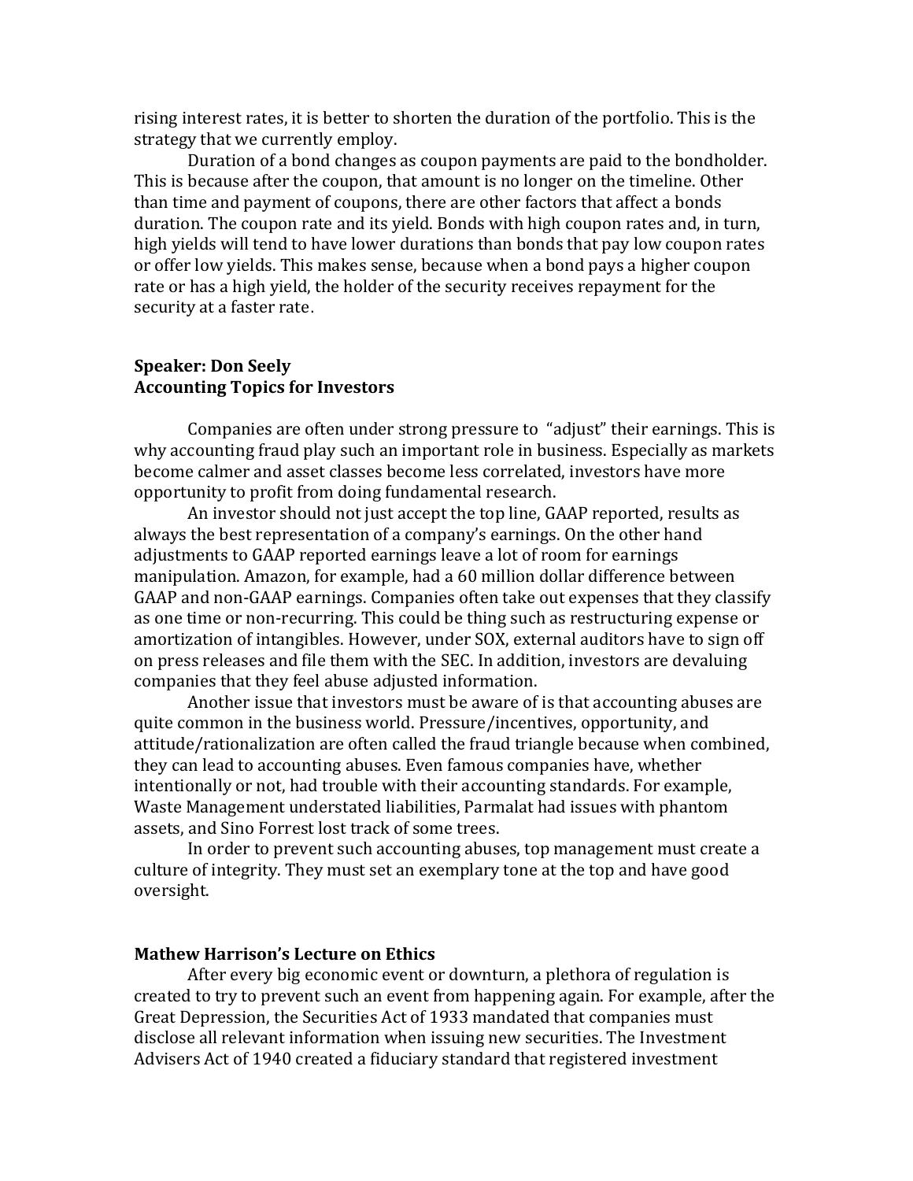rising interest rates, it is better to shorten the duration of the portfolio. This is the strategy that we currently employ.

Duration of a bond changes as coupon payments are paid to the bondholder. This is because after the coupon, that amount is no longer on the timeline. Other than time and payment of coupons, there are other factors that affect a bonds duration. The coupon rate and its yield. Bonds with high coupon rates and, in turn, high yields will tend to have lower durations than bonds that pay low coupon rates or offer low yields. This makes sense, because when a bond pays a higher coupon rate or has a high yield, the holder of the security receives repayment for the security at a faster rate.

**Speaker: Don Seely**
**Accounting Topics for Investors**

Companies are often under strong pressure to "adjust" their earnings. This is why accounting fraud play such an important role in business. Especially as markets become calmer and asset classes become less correlated, investors have more opportunity to profit from doing fundamental research.

An investor should not just accept the top line, GAAP reported, results as always the best representation of a company's earnings. On the other hand adjustments to GAAP reported earnings leave a lot of room for earnings manipulation. Amazon, for example, had a 60 million dollar difference between GAAP and non-GAAP earnings. Companies often take out expenses that they classify as one time or non-recurring. This could be thing such as restructuring expense or amortization of intangibles. However, under SOX, external auditors have to sign off on press releases and file them with the SEC. In addition, investors are devaluing companies that they feel abuse adjusted information.

Another issue that investors must be aware of is that accounting abuses are quite common in the business world. Pressure/incentives, opportunity, and attitude/rationalization are often called the fraud triangle because when combined, they can lead to accounting abuses. Even famous companies have, whether intentionally or not, had trouble with their accounting standards. For example, Waste Management understated liabilities, Parmalat had issues with phantom assets, and Sino Forrest lost track of some trees.

In order to prevent such accounting abuses, top management must create a culture of integrity. They must set an exemplary tone at the top and have good oversight.

**Mathew Harrison's Lecture on Ethics**

After every big economic event or downturn, a plethora of regulation is created to try to prevent such an event from happening again. For example, after the Great Depression, the Securities Act of 1933 mandated that companies must disclose all relevant information when issuing new securities. The Investment Advisers Act of 1940 created a fiduciary standard that registered investment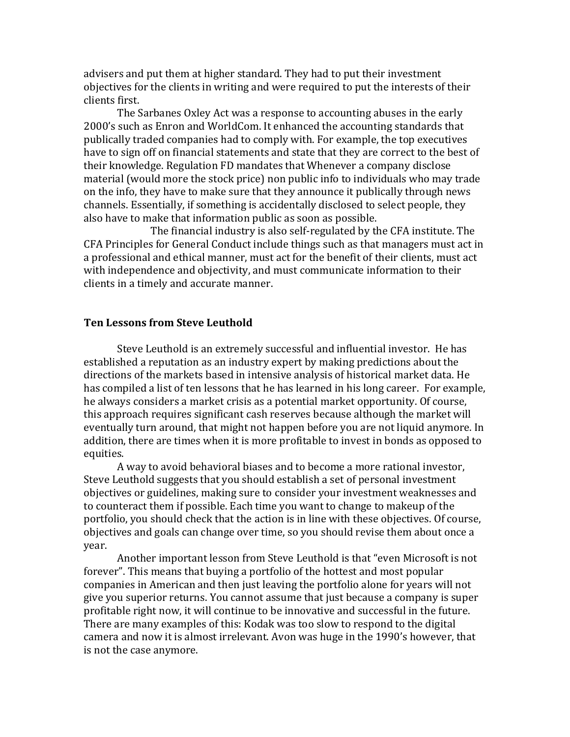advisers and put them at higher standard. They had to put their investment objectives for the clients in writing and were required to put the interests of their clients first.

The Sarbanes Oxley Act was a response to accounting abuses in the early 2000's such as Enron and WorldCom. It enhanced the accounting standards that publically traded companies had to comply with. For example, the top executives have to sign off on financial statements and state that they are correct to the best of their knowledge. Regulation FD mandates that Whenever a company disclose material (would more the stock price) non public info to individuals who may trade on the info, they have to make sure that they announce it publically through news channels. Essentially, if something is accidentally disclosed to select people, they also have to make that information public as soon as possible.

The financial industry is also self-regulated by the CFA institute. The CFA Principles for General Conduct include things such as that managers must act in a professional and ethical manner, must act for the benefit of their clients, must act with independence and objectivity, and must communicate information to their clients in a timely and accurate manner.

**Ten Lessons from Steve Leuthold**

Steve Leuthold is an extremely successful and influential investor. He has established a reputation as an industry expert by making predictions about the directions of the markets based in intensive analysis of historical market data. He has compiled a list of ten lessons that he has learned in his long career. For example, he always considers a market crisis as a potential market opportunity. Of course, this approach requires significant cash reserves because although the market will eventually turn around, that might not happen before you are not liquid anymore. In addition, there are times when it is more profitable to invest in bonds as opposed to equities.

A way to avoid behavioral biases and to become a more rational investor, Steve Leuthold suggests that you should establish a set of personal investment objectives or guidelines, making sure to consider your investment weaknesses and to counteract them if possible. Each time you want to change to makeup of the portfolio, you should check that the action is in line with these objectives. Of course, objectives and goals can change over time, so you should revise them about once a year.

Another important lesson from Steve Leuthold is that "even Microsoft is not forever". This means that buying a portfolio of the hottest and most popular companies in American and then just leaving the portfolio alone for years will not give you superior returns. You cannot assume that just because a company is super profitable right now, it will continue to be innovative and successful in the future. There are many examples of this: Kodak was too slow to respond to the digital camera and now it is almost irrelevant. Avon was huge in the 1990's however, that is not the case anymore.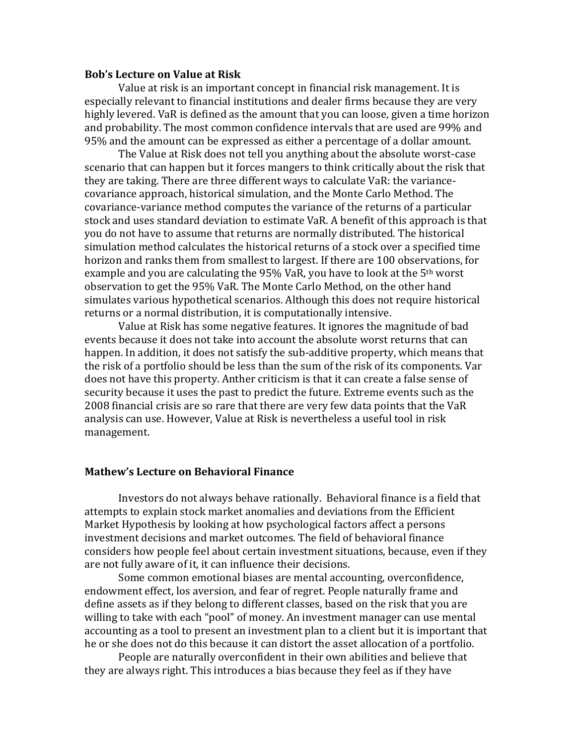**Bob's Lecture on Value at Risk**

Value at risk is an important concept in financial risk management. It is especially relevant to financial institutions and dealer firms because they are very highly levered. VaR is defined as the amount that you can loose, given a time horizon and probability. The most common confidence intervals that are used are 99% and 95% and the amount can be expressed as either a percentage of a dollar amount.

The Value at Risk does not tell you anything about the absolute worst-case scenario that can happen but it forces mangers to think critically about the risk that they are taking. There are three different ways to calculate VaR: the variance-covariance approach, historical simulation, and the Monte Carlo Method. The covariance-variance method computes the variance of the returns of a particular stock and uses standard deviation to estimate VaR. A benefit of this approach is that you do not have to assume that returns are normally distributed. The historical simulation method calculates the historical returns of a stock over a specified time horizon and ranks them from smallest to largest. If there are 100 observations, for example and you are calculating the 95% VaR, you have to look at the 5th worst observation to get the 95% VaR. The Monte Carlo Method, on the other hand simulates various hypothetical scenarios. Although this does not require historical returns or a normal distribution, it is computationally intensive.

Value at Risk has some negative features. It ignores the magnitude of bad events because it does not take into account the absolute worst returns that can happen. In addition, it does not satisfy the sub-additive property, which means that the risk of a portfolio should be less than the sum of the risk of its components. Var does not have this property. Anther criticism is that it can create a false sense of security because it uses the past to predict the future. Extreme events such as the 2008 financial crisis are so rare that there are very few data points that the VaR analysis can use. However, Value at Risk is nevertheless a useful tool in risk management.

**Mathew's Lecture on Behavioral Finance**

Investors do not always behave rationally. Behavioral finance is a field that attempts to explain stock market anomalies and deviations from the Efficient Market Hypothesis by looking at how psychological factors affect a persons investment decisions and market outcomes. The field of behavioral finance considers how people feel about certain investment situations, because, even if they are not fully aware of it, it can influence their decisions.

Some common emotional biases are mental accounting, overconfidence, endowment effect, los aversion, and fear of regret. People naturally frame and define assets as if they belong to different classes, based on the risk that you are willing to take with each "pool" of money. An investment manager can use mental accounting as a tool to present an investment plan to a client but it is important that he or she does not do this because it can distort the asset allocation of a portfolio.

People are naturally overconfident in their own abilities and believe that they are always right. This introduces a bias because they feel as if they have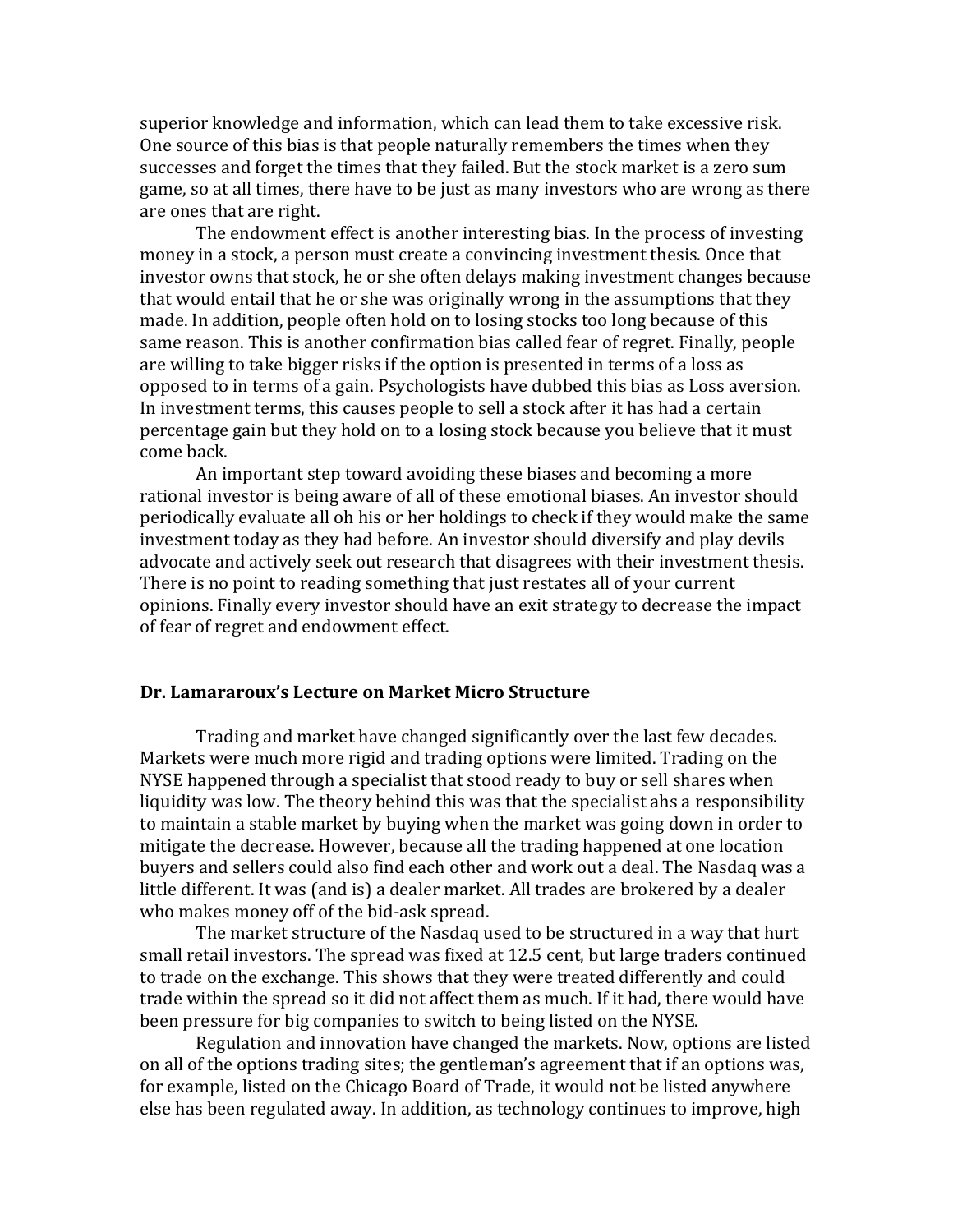superior knowledge and information, which can lead them to take excessive risk. One source of this bias is that people naturally remembers the times when they successes and forget the times that they failed. But the stock market is a zero sum game, so at all times, there have to be just as many investors who are wrong as there are ones that are right.

The endowment effect is another interesting bias. In the process of investing money in a stock, a person must create a convincing investment thesis. Once that investor owns that stock, he or she often delays making investment changes because that would entail that he or she was originally wrong in the assumptions that they made. In addition, people often hold on to losing stocks too long because of this same reason. This is another confirmation bias called fear of regret. Finally, people are willing to take bigger risks if the option is presented in terms of a loss as opposed to in terms of a gain. Psychologists have dubbed this bias as Loss aversion. In investment terms, this causes people to sell a stock after it has had a certain percentage gain but they hold on to a losing stock because you believe that it must come back.

An important step toward avoiding these biases and becoming a more rational investor is being aware of all of these emotional biases. An investor should periodically evaluate all oh his or her holdings to check if they would make the same investment today as they had before. An investor should diversify and play devils advocate and actively seek out research that disagrees with their investment thesis. There is no point to reading something that just restates all of your current opinions. Finally every investor should have an exit strategy to decrease the impact of fear of regret and endowment effect.

**Dr. Lamararoux's Lecture on Market Micro Structure**

Trading and market have changed significantly over the last few decades. Markets were much more rigid and trading options were limited. Trading on the NYSE happened through a specialist that stood ready to buy or sell shares when liquidity was low. The theory behind this was that the specialist ahs a responsibility to maintain a stable market by buying when the market was going down in order to mitigate the decrease. However, because all the trading happened at one location buyers and sellers could also find each other and work out a deal. The Nasdaq was a little different. It was (and is) a dealer market. All trades are brokered by a dealer who makes money off of the bid-ask spread.

The market structure of the Nasdaq used to be structured in a way that hurt small retail investors. The spread was fixed at 12.5 cent, but large traders continued to trade on the exchange. This shows that they were treated differently and could trade within the spread so it did not affect them as much. If it had, there would have been pressure for big companies to switch to being listed on the NYSE.

Regulation and innovation have changed the markets. Now, options are listed on all of the options trading sites; the gentleman's agreement that if an options was, for example, listed on the Chicago Board of Trade, it would not be listed anywhere else has been regulated away. In addition, as technology continues to improve, high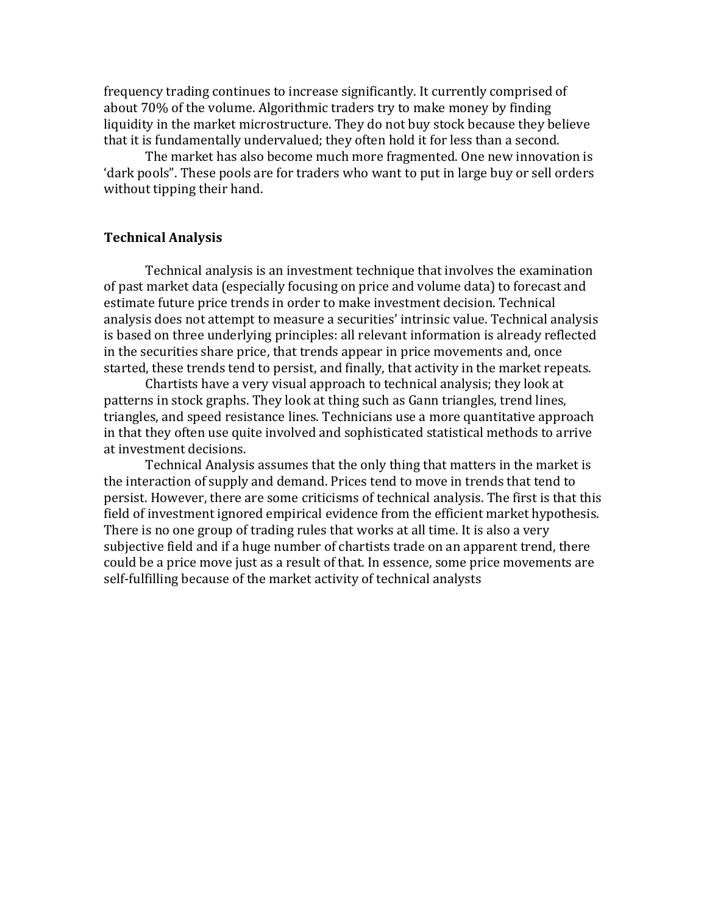frequency trading continues to increase significantly. It currently comprised of about 70% of the volume. Algorithmic traders try to make money by finding liquidity in the market microstructure. They do not buy stock because they believe that it is fundamentally undervalued; they often hold it for less than a second.

The market has also become much more fragmented. One new innovation is 'dark pools". These pools are for traders who want to put in large buy or sell orders without tipping their hand.

## Technical Analysis

Technical analysis is an investment technique that involves the examination of past market data (especially focusing on price and volume data) to forecast and estimate future price trends in order to make investment decision. Technical analysis does not attempt to measure a securities' intrinsic value. Technical analysis is based on three underlying principles: all relevant information is already reflected in the securities share price, that trends appear in price movements and, once started, these trends tend to persist, and finally, that activity in the market repeats.

Chartists have a very visual approach to technical analysis; they look at patterns in stock graphs. They look at thing such as Gann triangles, trend lines, triangles, and speed resistance lines. Technicians use a more quantitative approach in that they often use quite involved and sophisticated statistical methods to arrive at investment decisions.

Technical Analysis assumes that the only thing that matters in the market is the interaction of supply and demand. Prices tend to move in trends that tend to persist. However, there are some criticisms of technical analysis. The first is that this field of investment ignored empirical evidence from the efficient market hypothesis. There is no one group of trading rules that works at all time. It is also a very subjective field and if a huge number of chartists trade on an apparent trend, there could be a price move just as a result of that. In essence, some price movements are self-fulfilling because of the market activity of technical analysts